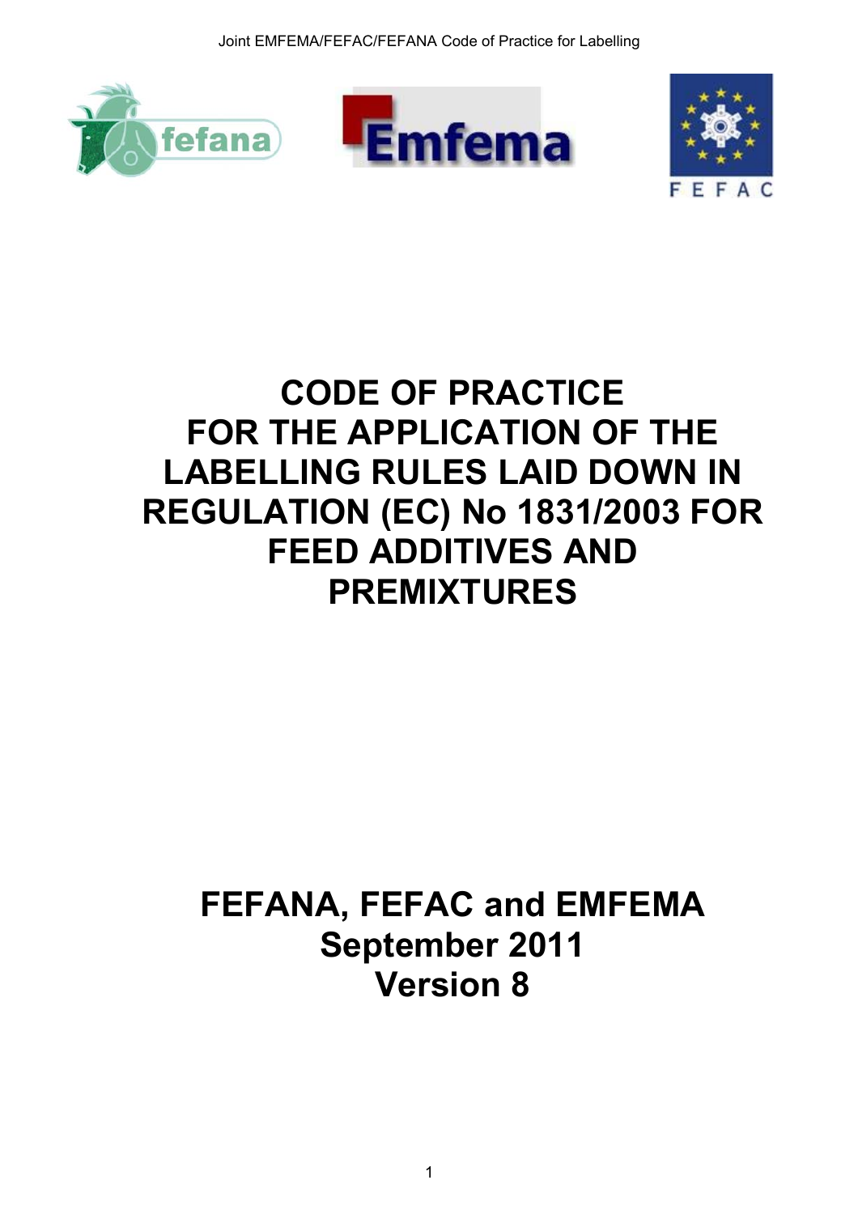# CODE OF PRACTICE FOR THE APPLICATION OF THE LABELLING RULES LAID DOWN IN REGULATION (EC) No 1831/2003 FOR FEED ADDITIVES AND PREMIXTURES

**FEFANA, FEFAC and EMFEMA**
**September 2011**
**Version 8**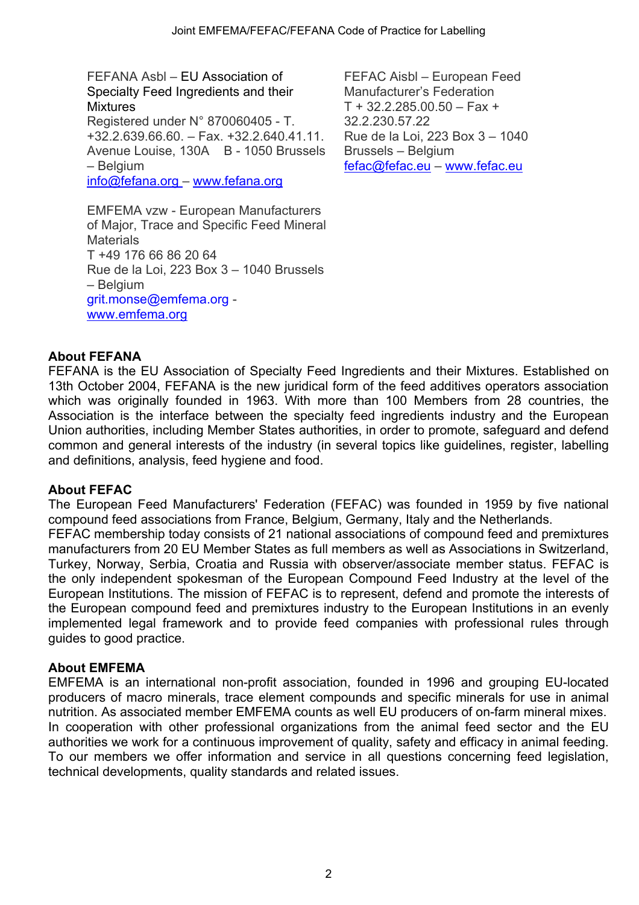FEFANA Asbl – EU Association of Specialty Feed Ingredients and their Mixtures
Registered under N° 870060405 - T. +32.2.639.66.60. – Fax. +32.2.640.41.11.
Avenue Louise, 130A B - 1050 Brussels – Belgium
info@fefana.org – www.fefana.org

EMFEMA vzw - European Manufacturers of Major, Trace and Specific Feed Mineral Materials
T +49 176 66 86 20 64
Rue de la Loi, 223 Box 3 – 1040 Brussels – Belgium
grit.monse@emfema.org - www.emfema.org

FEFAC Aisbl – European Feed Manufacturer's Federation
T + 32.2.285.00.50 – Fax + 32.2.230.57.22
Rue de la Loi, 223 Box 3 – 1040 Brussels – Belgium
fefac@fefac.eu – www.fefac.eu

**About FEFANA**
FEFANA is the EU Association of Specialty Feed Ingredients and their Mixtures. Established on 13th October 2004, FEFANA is the new juridical form of the feed additives operators association which was originally founded in 1963. With more than 100 Members from 28 countries, the Association is the interface between the specialty feed ingredients industry and the European Union authorities, including Member States authorities, in order to promote, safeguard and defend common and general interests of the industry (in several topics like guidelines, register, labelling and definitions, analysis, feed hygiene and food.

**About FEFAC**
The European Feed Manufacturers' Federation (FEFAC) was founded in 1959 by five national compound feed associations from France, Belgium, Germany, Italy and the Netherlands.
FEFAC membership today consists of 21 national associations of compound feed and premixtures manufacturers from 20 EU Member States as full members as well as Associations in Switzerland, Turkey, Norway, Serbia, Croatia and Russia with observer/associate member status. FEFAC is the only independent spokesman of the European Compound Feed Industry at the level of the European Institutions. The mission of FEFAC is to represent, defend and promote the interests of the European compound feed and premixtures industry to the European Institutions in an evenly implemented legal framework and to provide feed companies with professional rules through guides to good practice.

**About EMFEMA**
EMFEMA is an international non-profit association, founded in 1996 and grouping EU-located producers of macro minerals, trace element compounds and specific minerals for use in animal nutrition. As associated member EMFEMA counts as well EU producers of on-farm mineral mixes. In cooperation with other professional organizations from the animal feed sector and the EU authorities we work for a continuous improvement of quality, safety and efficacy in animal feeding. To our members we offer information and service in all questions concerning feed legislation, technical developments, quality standards and related issues.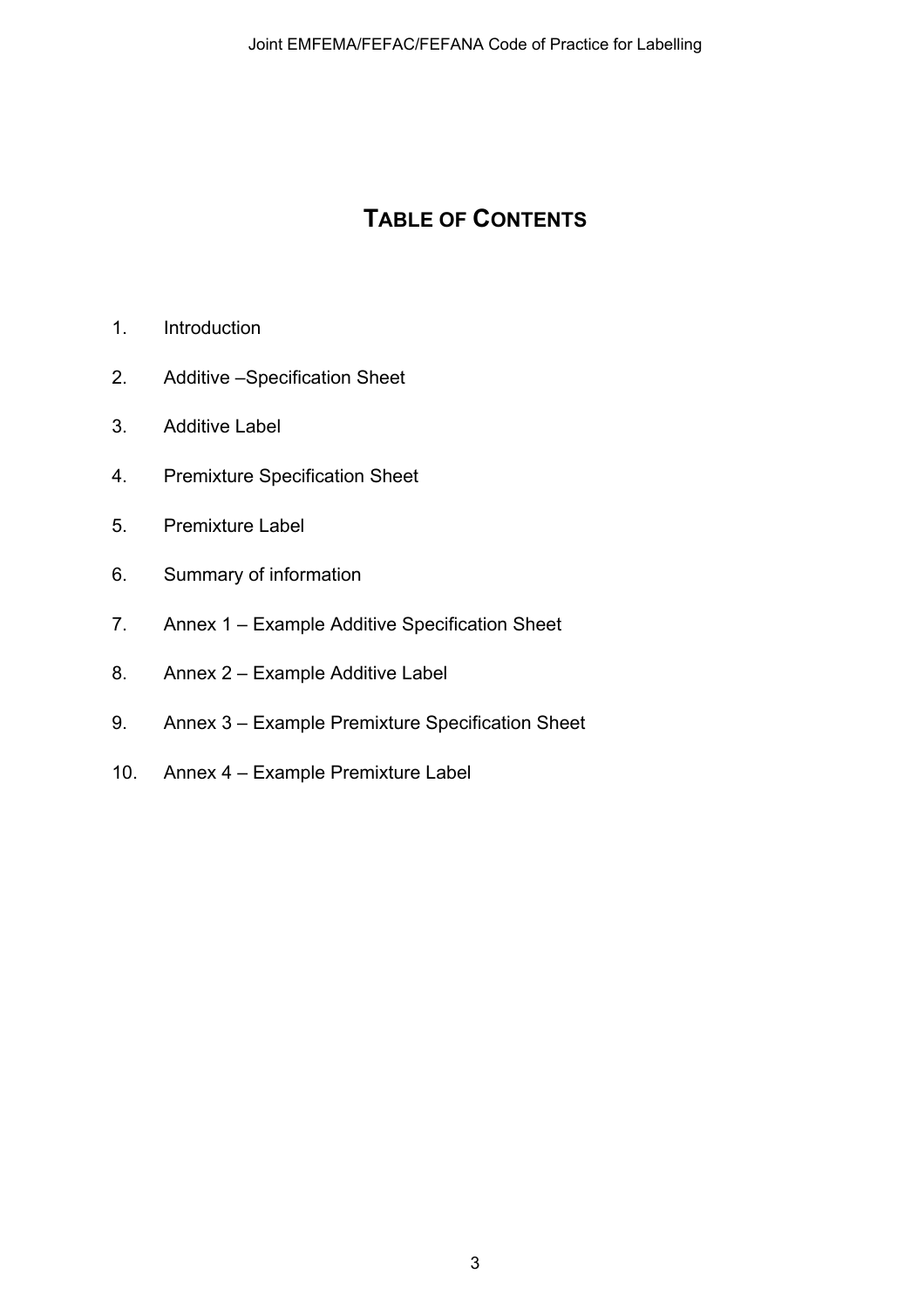# TABLE OF CONTENTS

1. Introduction
2. Additive –Specification Sheet
3. Additive Label
4. Premixture Specification Sheet
5. Premixture Label
6. Summary of information
7. Annex 1 – Example Additive Specification Sheet
8. Annex 2 – Example Additive Label
9. Annex 3 – Example Premixture Specification Sheet
10. Annex 4 – Example Premixture Label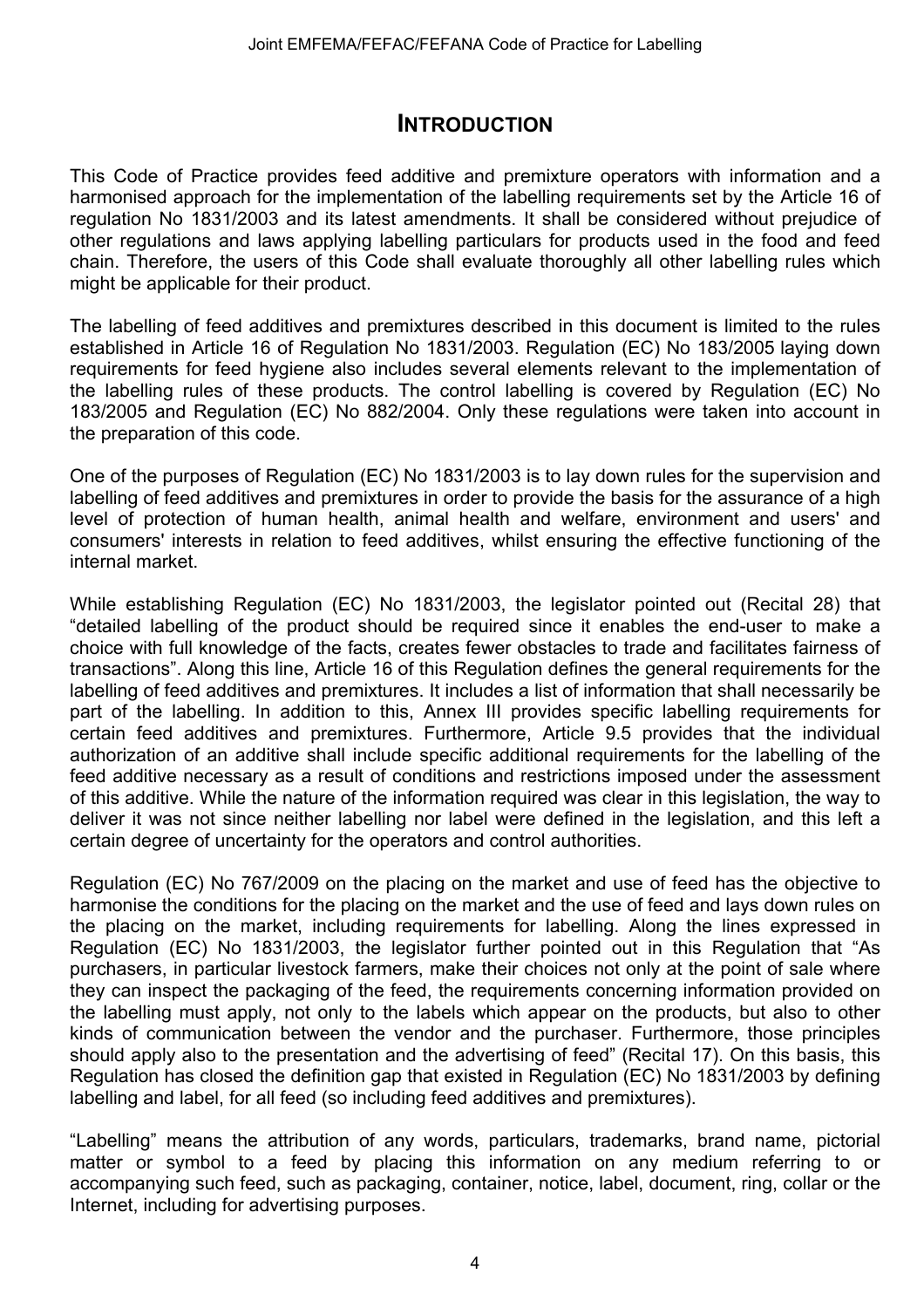# INTRODUCTION

This Code of Practice provides feed additive and premixture operators with information and a harmonised approach for the implementation of the labelling requirements set by the Article 16 of regulation No 1831/2003 and its latest amendments. It shall be considered without prejudice of other regulations and laws applying labelling particulars for products used in the food and feed chain. Therefore, the users of this Code shall evaluate thoroughly all other labelling rules which might be applicable for their product.

The labelling of feed additives and premixtures described in this document is limited to the rules established in Article 16 of Regulation No 1831/2003. Regulation (EC) No 183/2005 laying down requirements for feed hygiene also includes several elements relevant to the implementation of the labelling rules of these products. The control labelling is covered by Regulation (EC) No 183/2005 and Regulation (EC) No 882/2004. Only these regulations were taken into account in the preparation of this code.

One of the purposes of Regulation (EC) No 1831/2003 is to lay down rules for the supervision and labelling of feed additives and premixtures in order to provide the basis for the assurance of a high level of protection of human health, animal health and welfare, environment and users' and consumers' interests in relation to feed additives, whilst ensuring the effective functioning of the internal market.

While establishing Regulation (EC) No 1831/2003, the legislator pointed out (Recital 28) that "detailed labelling of the product should be required since it enables the end-user to make a choice with full knowledge of the facts, creates fewer obstacles to trade and facilitates fairness of transactions". Along this line, Article 16 of this Regulation defines the general requirements for the labelling of feed additives and premixtures. It includes a list of information that shall necessarily be part of the labelling. In addition to this, Annex III provides specific labelling requirements for certain feed additives and premixtures. Furthermore, Article 9.5 provides that the individual authorization of an additive shall include specific additional requirements for the labelling of the feed additive necessary as a result of conditions and restrictions imposed under the assessment of this additive. While the nature of the information required was clear in this legislation, the way to deliver it was not since neither labelling nor label were defined in the legislation, and this left a certain degree of uncertainty for the operators and control authorities.

Regulation (EC) No 767/2009 on the placing on the market and use of feed has the objective to harmonise the conditions for the placing on the market and the use of feed and lays down rules on the placing on the market, including requirements for labelling. Along the lines expressed in Regulation (EC) No 1831/2003, the legislator further pointed out in this Regulation that "As purchasers, in particular livestock farmers, make their choices not only at the point of sale where they can inspect the packaging of the feed, the requirements concerning information provided on the labelling must apply, not only to the labels which appear on the products, but also to other kinds of communication between the vendor and the purchaser. Furthermore, those principles should apply also to the presentation and the advertising of feed" (Recital 17). On this basis, this Regulation has closed the definition gap that existed in Regulation (EC) No 1831/2003 by defining labelling and label, for all feed (so including feed additives and premixtures).

"Labelling" means the attribution of any words, particulars, trademarks, brand name, pictorial matter or symbol to a feed by placing this information on any medium referring to or accompanying such feed, such as packaging, container, notice, label, document, ring, collar or the Internet, including for advertising purposes.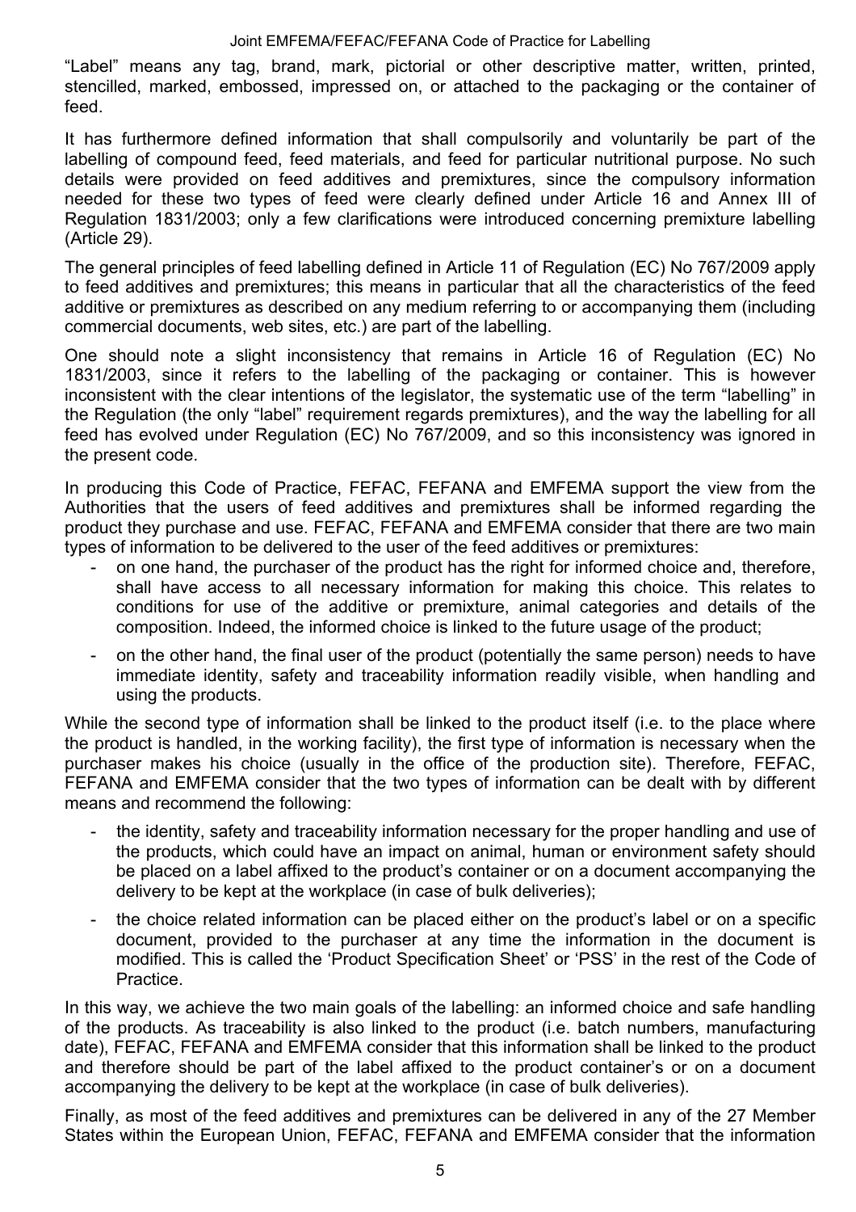“Label” means any tag, brand, mark, pictorial or other descriptive matter, written, printed, stencilled, marked, embossed, impressed on, or attached to the packaging or the container of feed.

It has furthermore defined information that shall compulsorily and voluntarily be part of the labelling of compound feed, feed materials, and feed for particular nutritional purpose. No such details were provided on feed additives and premixtures, since the compulsory information needed for these two types of feed were clearly defined under Article 16 and Annex III of Regulation 1831/2003; only a few clarifications were introduced concerning premixture labelling (Article 29).

The general principles of feed labelling defined in Article 11 of Regulation (EC) No 767/2009 apply to feed additives and premixtures; this means in particular that all the characteristics of the feed additive or premixtures as described on any medium referring to or accompanying them (including commercial documents, web sites, etc.) are part of the labelling.

One should note a slight inconsistency that remains in Article 16 of Regulation (EC) No 1831/2003, since it refers to the labelling of the packaging or container. This is however inconsistent with the clear intentions of the legislator, the systematic use of the term “labelling” in the Regulation (the only “label” requirement regards premixtures), and the way the labelling for all feed has evolved under Regulation (EC) No 767/2009, and so this inconsistency was ignored in the present code.

In producing this Code of Practice, FEFAC, FEFANA and EMFEMA support the view from the Authorities that the users of feed additives and premixtures shall be informed regarding the product they purchase and use. FEFAC, FEFANA and EMFEMA consider that there are two main types of information to be delivered to the user of the feed additives or premixtures:

- on one hand, the purchaser of the product has the right for informed choice and, therefore, shall have access to all necessary information for making this choice. This relates to conditions for use of the additive or premixture, animal categories and details of the composition. Indeed, the informed choice is linked to the future usage of the product;
- on the other hand, the final user of the product (potentially the same person) needs to have immediate identity, safety and traceability information readily visible, when handling and using the products.

While the second type of information shall be linked to the product itself (i.e. to the place where the product is handled, in the working facility), the first type of information is necessary when the purchaser makes his choice (usually in the office of the production site). Therefore, FEFAC, FEFANA and EMFEMA consider that the two types of information can be dealt with by different means and recommend the following:

- the identity, safety and traceability information necessary for the proper handling and use of the products, which could have an impact on animal, human or environment safety should be placed on a label affixed to the product’s container or on a document accompanying the delivery to be kept at the workplace (in case of bulk deliveries);
- the choice related information can be placed either on the product’s label or on a specific document, provided to the purchaser at any time the information in the document is modified. This is called the ‘Product Specification Sheet’ or ‘PSS’ in the rest of the Code of Practice.

In this way, we achieve the two main goals of the labelling: an informed choice and safe handling of the products. As traceability is also linked to the product (i.e. batch numbers, manufacturing date), FEFAC, FEFANA and EMFEMA consider that this information shall be linked to the product and therefore should be part of the label affixed to the product container’s or on a document accompanying the delivery to be kept at the workplace (in case of bulk deliveries).

Finally, as most of the feed additives and premixtures can be delivered in any of the 27 Member States within the European Union, FEFAC, FEFANA and EMFEMA consider that the information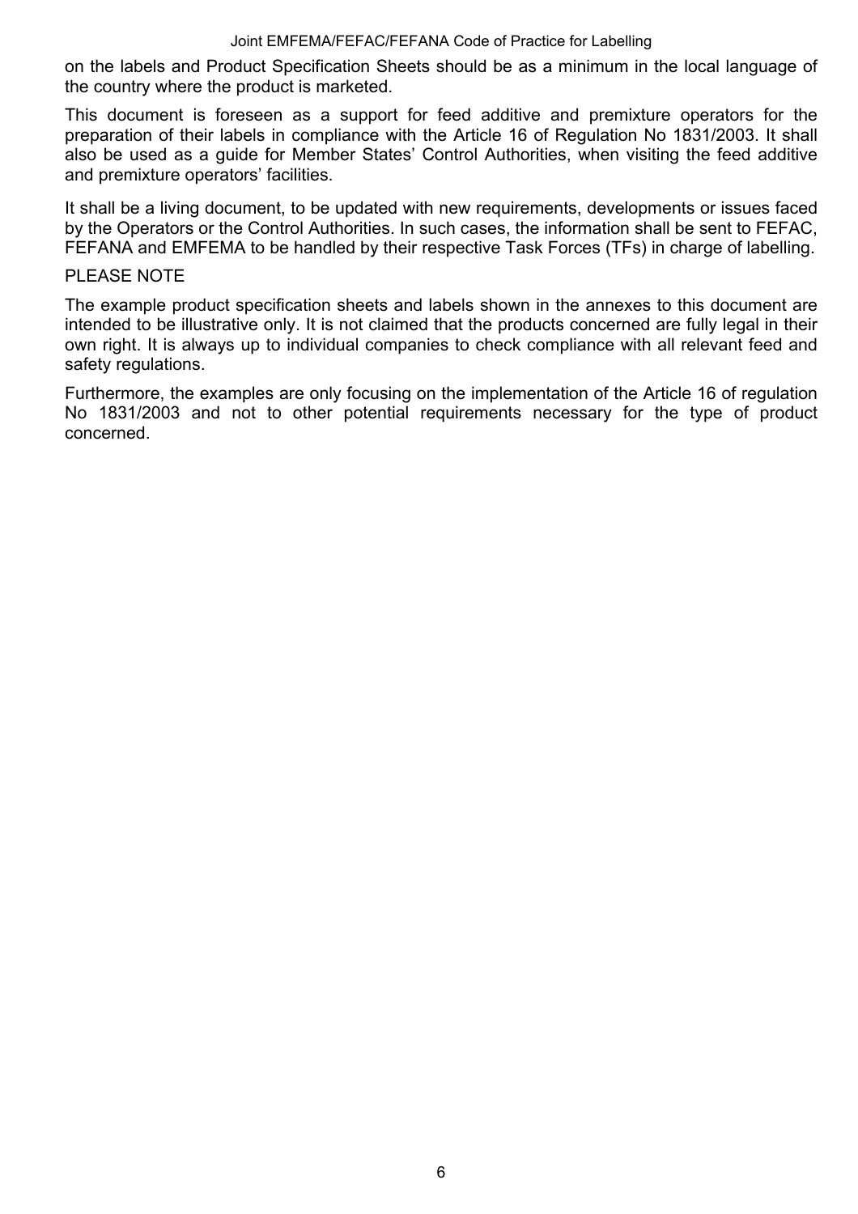on the labels and Product Specification Sheets should be as a minimum in the local language of the country where the product is marketed.

This document is foreseen as a support for feed additive and premixture operators for the preparation of their labels in compliance with the Article 16 of Regulation No 1831/2003. It shall also be used as a guide for Member States' Control Authorities, when visiting the feed additive and premixture operators' facilities.

It shall be a living document, to be updated with new requirements, developments or issues faced by the Operators or the Control Authorities. In such cases, the information shall be sent to FEFAC, FEFANA and EMFEMA to be handled by their respective Task Forces (TFs) in charge of labelling.

PLEASE NOTE

The example product specification sheets and labels shown in the annexes to this document are intended to be illustrative only. It is not claimed that the products concerned are fully legal in their own right. It is always up to individual companies to check compliance with all relevant feed and safety regulations.

Furthermore, the examples are only focusing on the implementation of the Article 16 of regulation No 1831/2003 and not to other potential requirements necessary for the type of product concerned.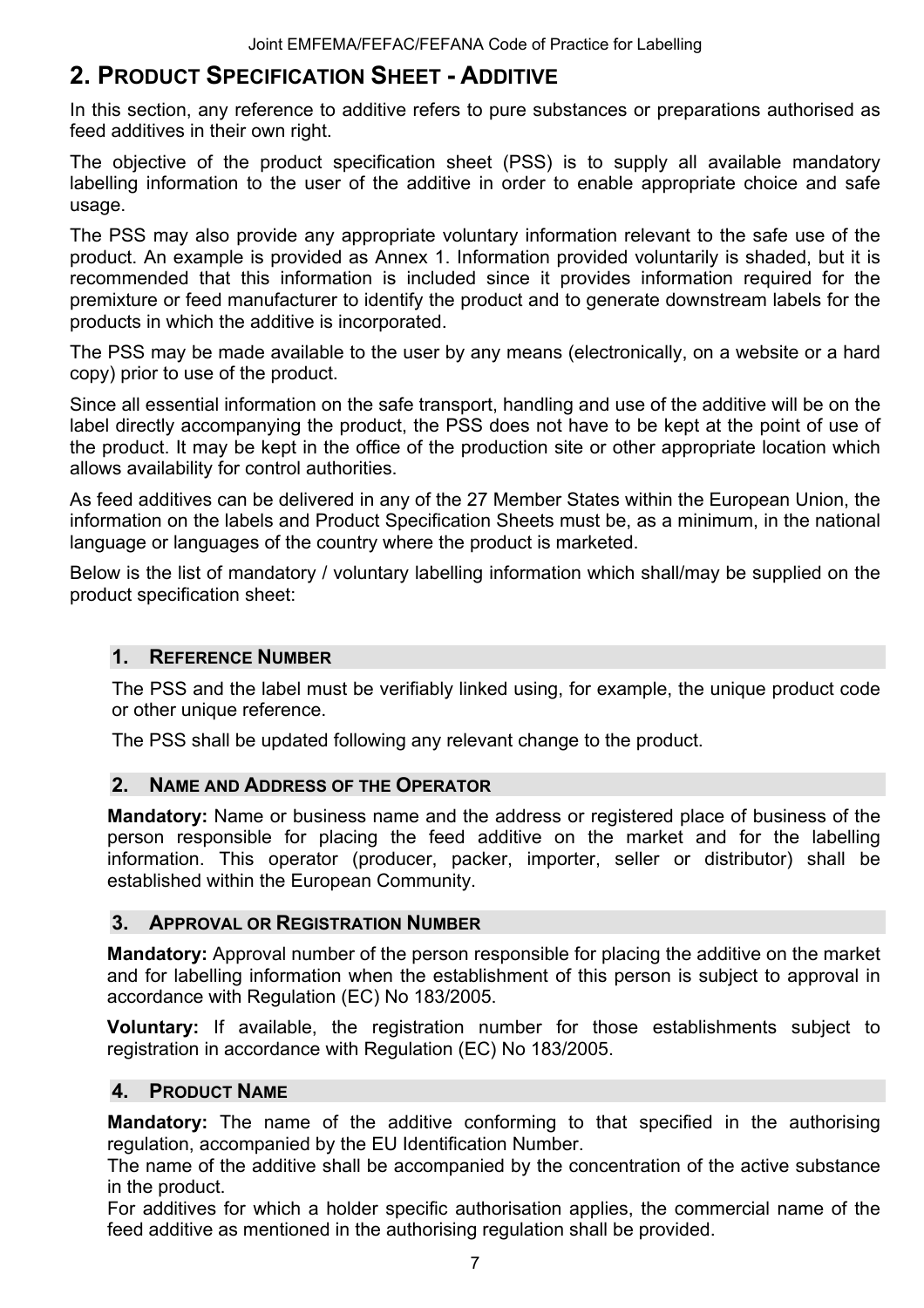## 2. PRODUCT SPECIFICATION SHEET - ADDITIVE

In this section, any reference to additive refers to pure substances or preparations authorised as feed additives in their own right.

The objective of the product specification sheet (PSS) is to supply all available mandatory labelling information to the user of the additive in order to enable appropriate choice and safe usage.

The PSS may also provide any appropriate voluntary information relevant to the safe use of the product. An example is provided as Annex 1. Information provided voluntarily is shaded, but it is recommended that this information is included since it provides information required for the premixture or feed manufacturer to identify the product and to generate downstream labels for the products in which the additive is incorporated.

The PSS may be made available to the user by any means (electronically, on a website or a hard copy) prior to use of the product.

Since all essential information on the safe transport, handling and use of the additive will be on the label directly accompanying the product, the PSS does not have to be kept at the point of use of the product. It may be kept in the office of the production site or other appropriate location which allows availability for control authorities.

As feed additives can be delivered in any of the 27 Member States within the European Union, the information on the labels and Product Specification Sheets must be, as a minimum, in the national language or languages of the country where the product is marketed.

Below is the list of mandatory / voluntary labelling information which shall/may be supplied on the product specification sheet:

### 1. REFERENCE NUMBER

The PSS and the label must be verifiably linked using, for example, the unique product code or other unique reference.

The PSS shall be updated following any relevant change to the product.

### 2. NAME AND ADDRESS OF THE OPERATOR

**Mandatory:** Name or business name and the address or registered place of business of the person responsible for placing the feed additive on the market and for the labelling information. This operator (producer, packer, importer, seller or distributor) shall be established within the European Community.

### 3. APPROVAL OR REGISTRATION NUMBER

**Mandatory:** Approval number of the person responsible for placing the additive on the market and for labelling information when the establishment of this person is subject to approval in accordance with Regulation (EC) No 183/2005.

**Voluntary:** If available, the registration number for those establishments subject to registration in accordance with Regulation (EC) No 183/2005.

### 4. PRODUCT NAME

**Mandatory:** The name of the additive conforming to that specified in the authorising regulation, accompanied by the EU Identification Number.
The name of the additive shall be accompanied by the concentration of the active substance in the product.
For additives for which a holder specific authorisation applies, the commercial name of the feed additive as mentioned in the authorising regulation shall be provided.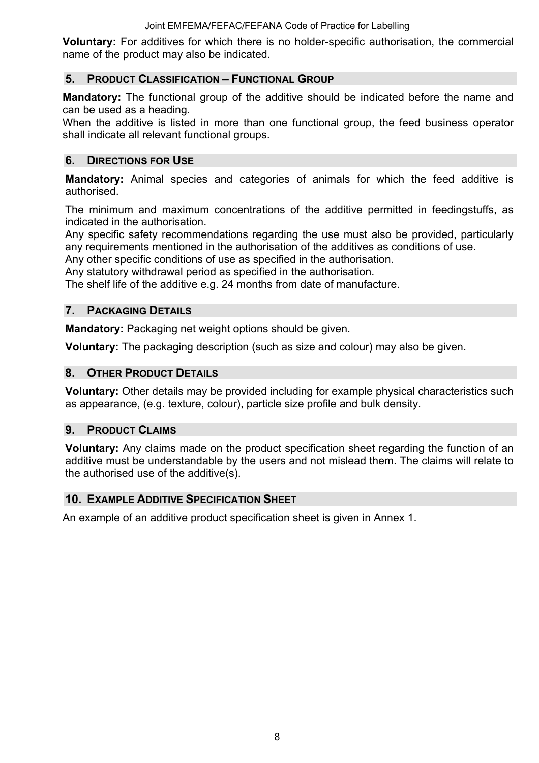**Voluntary:** For additives for which there is no holder-specific authorisation, the commercial name of the product may also be indicated.

## 5. Product Classification – Functional Group

**Mandatory:** The functional group of the additive should be indicated before the name and can be used as a heading.

When the additive is listed in more than one functional group, the feed business operator shall indicate all relevant functional groups.

## 6. Directions for Use

**Mandatory:** Animal species and categories of animals for which the feed additive is authorised.

The minimum and maximum concentrations of the additive permitted in feedingstuffs, as indicated in the authorisation.

Any specific safety recommendations regarding the use must also be provided, particularly any requirements mentioned in the authorisation of the additives as conditions of use.

Any other specific conditions of use as specified in the authorisation.

Any statutory withdrawal period as specified in the authorisation.

The shelf life of the additive e.g. 24 months from date of manufacture.

## 7. Packaging Details

**Mandatory:** Packaging net weight options should be given.

**Voluntary:** The packaging description (such as size and colour) may also be given.

## 8. Other Product Details

**Voluntary:** Other details may be provided including for example physical characteristics such as appearance, (e.g. texture, colour), particle size profile and bulk density.

## 9. Product Claims

**Voluntary:** Any claims made on the product specification sheet regarding the function of an additive must be understandable by the users and not mislead them. The claims will relate to the authorised use of the additive(s).

## 10. Example Additive Specification Sheet

An example of an additive product specification sheet is given in Annex 1.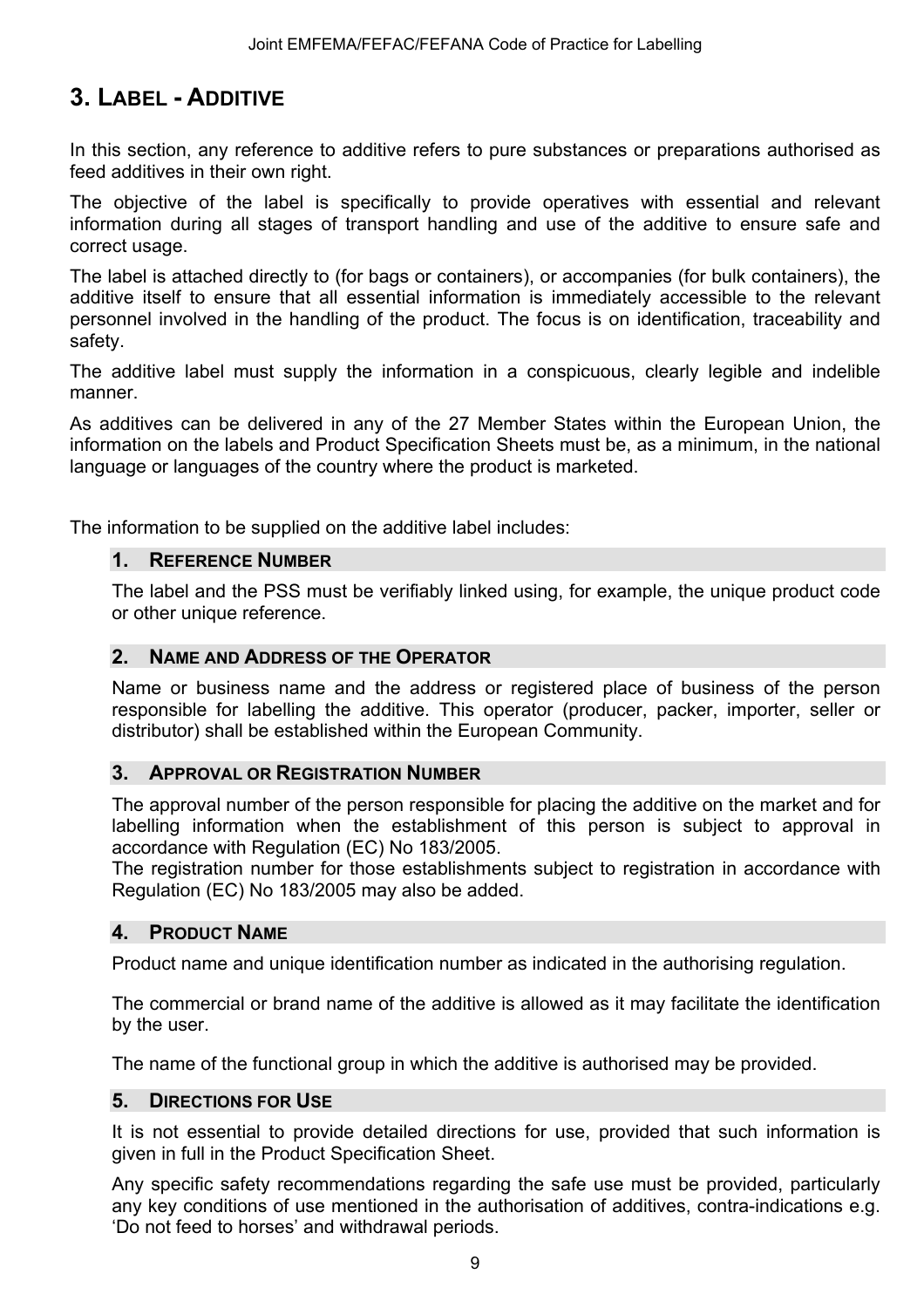# 3. LABEL - ADDITIVE

In this section, any reference to additive refers to pure substances or preparations authorised as feed additives in their own right.

The objective of the label is specifically to provide operatives with essential and relevant information during all stages of transport handling and use of the additive to ensure safe and correct usage.

The label is attached directly to (for bags or containers), or accompanies (for bulk containers), the additive itself to ensure that all essential information is immediately accessible to the relevant personnel involved in the handling of the product. The focus is on identification, traceability and safety.

The additive label must supply the information in a conspicuous, clearly legible and indelible manner.

As additives can be delivered in any of the 27 Member States within the European Union, the information on the labels and Product Specification Sheets must be, as a minimum, in the national language or languages of the country where the product is marketed.

The information to be supplied on the additive label includes:

### 1. REFERENCE NUMBER

The label and the PSS must be verifiably linked using, for example, the unique product code or other unique reference.

### 2. NAME AND ADDRESS OF THE OPERATOR

Name or business name and the address or registered place of business of the person responsible for labelling the additive. This operator (producer, packer, importer, seller or distributor) shall be established within the European Community.

### 3. APPROVAL OR REGISTRATION NUMBER

The approval number of the person responsible for placing the additive on the market and for labelling information when the establishment of this person is subject to approval in accordance with Regulation (EC) No 183/2005.
The registration number for those establishments subject to registration in accordance with Regulation (EC) No 183/2005 may also be added.

### 4. PRODUCT NAME

Product name and unique identification number as indicated in the authorising regulation.

The commercial or brand name of the additive is allowed as it may facilitate the identification by the user.

The name of the functional group in which the additive is authorised may be provided.

### 5. DIRECTIONS FOR USE

It is not essential to provide detailed directions for use, provided that such information is given in full in the Product Specification Sheet.

Any specific safety recommendations regarding the safe use must be provided, particularly any key conditions of use mentioned in the authorisation of additives, contra-indications e.g. 'Do not feed to horses' and withdrawal periods.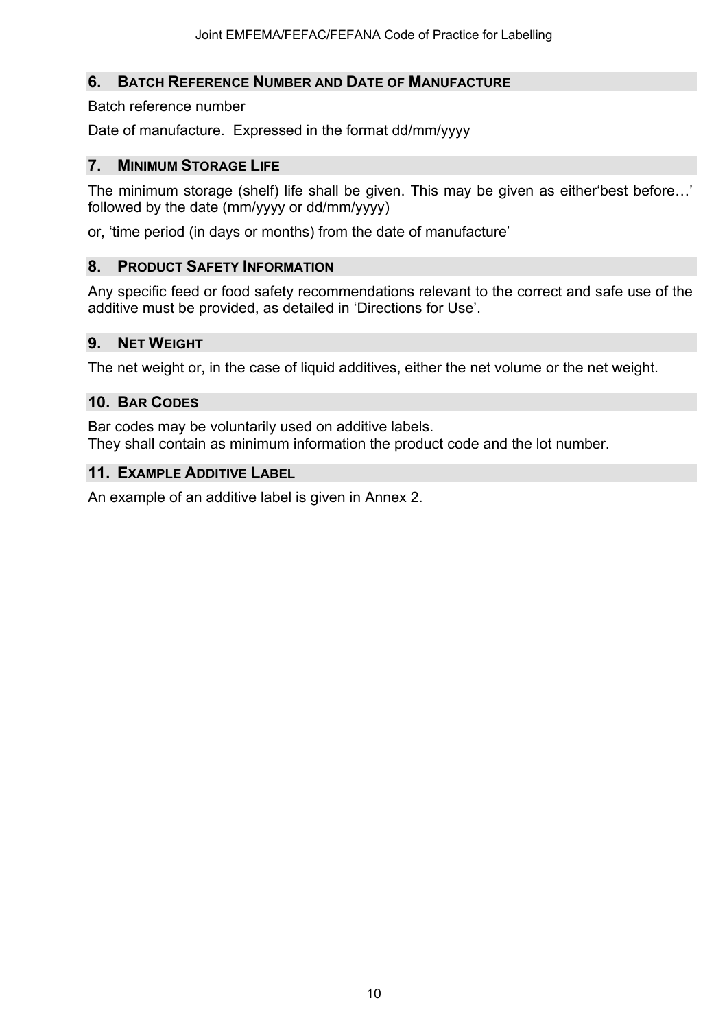## 6. Batch Reference Number and Date of Manufacture

Batch reference number

Date of manufacture. Expressed in the format dd/mm/yyyy

## 7. Minimum Storage Life

The minimum storage (shelf) life shall be given. This may be given as either'best before…' followed by the date (mm/yyyy or dd/mm/yyyy)

or, 'time period (in days or months) from the date of manufacture'

## 8. Product Safety Information

Any specific feed or food safety recommendations relevant to the correct and safe use of the additive must be provided, as detailed in 'Directions for Use'.

## 9. Net Weight

The net weight or, in the case of liquid additives, either the net volume or the net weight.

## 10. Bar Codes

Bar codes may be voluntarily used on additive labels.
They shall contain as minimum information the product code and the lot number.

## 11. Example Additive Label

An example of an additive label is given in Annex 2.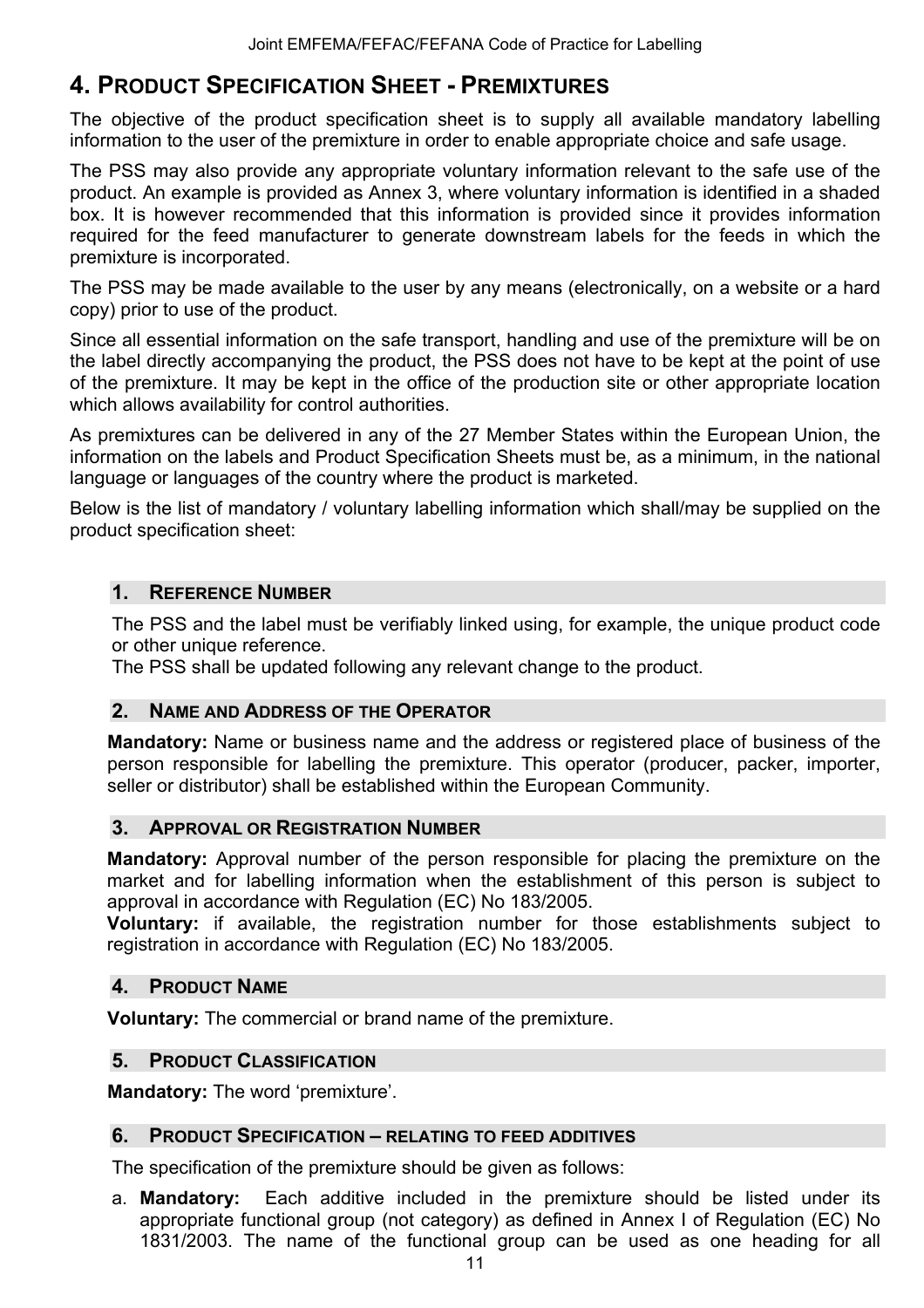## 4. Product Specification Sheet - Premixtures

The objective of the product specification sheet is to supply all available mandatory labelling information to the user of the premixture in order to enable appropriate choice and safe usage.

The PSS may also provide any appropriate voluntary information relevant to the safe use of the product. An example is provided as Annex 3, where voluntary information is identified in a shaded box. It is however recommended that this information is provided since it provides information required for the feed manufacturer to generate downstream labels for the feeds in which the premixture is incorporated.

The PSS may be made available to the user by any means (electronically, on a website or a hard copy) prior to use of the product.

Since all essential information on the safe transport, handling and use of the premixture will be on the label directly accompanying the product, the PSS does not have to be kept at the point of use of the premixture. It may be kept in the office of the production site or other appropriate location which allows availability for control authorities.

As premixtures can be delivered in any of the 27 Member States within the European Union, the information on the labels and Product Specification Sheets must be, as a minimum, in the national language or languages of the country where the product is marketed.

Below is the list of mandatory / voluntary labelling information which shall/may be supplied on the product specification sheet:

### 1. Reference Number

The PSS and the label must be verifiably linked using, for example, the unique product code or other unique reference.
The PSS shall be updated following any relevant change to the product.

### 2. Name and Address of the Operator

**Mandatory:** Name or business name and the address or registered place of business of the person responsible for labelling the premixture. This operator (producer, packer, importer, seller or distributor) shall be established within the European Community.

### 3. Approval or Registration Number

**Mandatory:** Approval number of the person responsible for placing the premixture on the market and for labelling information when the establishment of this person is subject to approval in accordance with Regulation (EC) No 183/2005.
**Voluntary:** if available, the registration number for those establishments subject to registration in accordance with Regulation (EC) No 183/2005.

### 4. Product Name

**Voluntary:** The commercial or brand name of the premixture.

### 5. Product Classification

**Mandatory:** The word ‘premixture’.

### 6. Product Specification – relating to feed additives

The specification of the premixture should be given as follows:

a. **Mandatory:** Each additive included in the premixture should be listed under its appropriate functional group (not category) as defined in Annex I of Regulation (EC) No 1831/2003. The name of the functional group can be used as one heading for all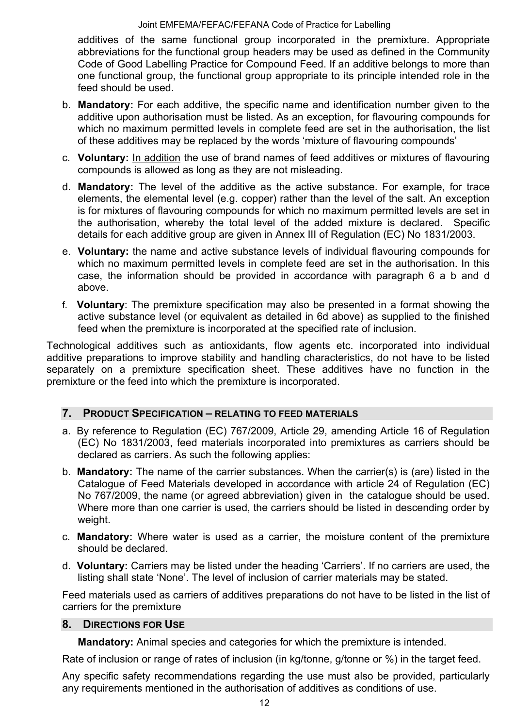additives of the same functional group incorporated in the premixture. Appropriate abbreviations for the functional group headers may be used as defined in the Community Code of Good Labelling Practice for Compound Feed. If an additive belongs to more than one functional group, the functional group appropriate to its principle intended role in the feed should be used.

b. **Mandatory:** For each additive, the specific name and identification number given to the additive upon authorisation must be listed. As an exception, for flavouring compounds for which no maximum permitted levels in complete feed are set in the authorisation, the list of these additives may be replaced by the words 'mixture of flavouring compounds'

c. **Voluntary:** In addition the use of brand names of feed additives or mixtures of flavouring compounds is allowed as long as they are not misleading.

d. **Mandatory:** The level of the additive as the active substance. For example, for trace elements, the elemental level (e.g. copper) rather than the level of the salt. An exception is for mixtures of flavouring compounds for which no maximum permitted levels are set in the authorisation, whereby the total level of the added mixture is declared. Specific details for each additive group are given in Annex III of Regulation (EC) No 1831/2003.

e. **Voluntary:** the name and active substance levels of individual flavouring compounds for which no maximum permitted levels in complete feed are set in the authorisation. In this case, the information should be provided in accordance with paragraph 6 a b and d above.

f. **Voluntary**: The premixture specification may also be presented in a format showing the active substance level (or equivalent as detailed in 6d above) as supplied to the finished feed when the premixture is incorporated at the specified rate of inclusion.

Technological additives such as antioxidants, flow agents etc. incorporated into individual additive preparations to improve stability and handling characteristics, do not have to be listed separately on a premixture specification sheet. These additives have no function in the premixture or the feed into which the premixture is incorporated.

## 7. Product Specification – relating to feed materials

a. By reference to Regulation (EC) 767/2009, Article 29, amending Article 16 of Regulation (EC) No 1831/2003, feed materials incorporated into premixtures as carriers should be declared as carriers. As such the following applies:

b. **Mandatory:** The name of the carrier substances. When the carrier(s) is (are) listed in the Catalogue of Feed Materials developed in accordance with article 24 of Regulation (EC) No 767/2009, the name (or agreed abbreviation) given in the catalogue should be used. Where more than one carrier is used, the carriers should be listed in descending order by weight.

c. **Mandatory:** Where water is used as a carrier, the moisture content of the premixture should be declared.

d. **Voluntary:** Carriers may be listed under the heading 'Carriers'. If no carriers are used, the listing shall state 'None'. The level of inclusion of carrier materials may be stated.

Feed materials used as carriers of additives preparations do not have to be listed in the list of carriers for the premixture

## 8. Directions for Use

**Mandatory:** Animal species and categories for which the premixture is intended.

Rate of inclusion or range of rates of inclusion (in kg/tonne, g/tonne or %) in the target feed.

Any specific safety recommendations regarding the use must also be provided, particularly any requirements mentioned in the authorisation of additives as conditions of use.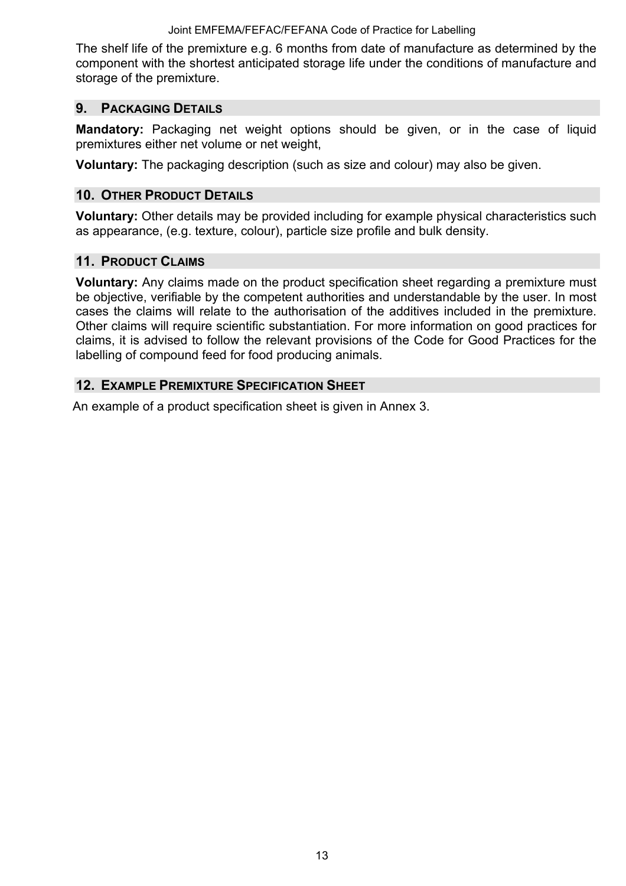The shelf life of the premixture e.g. 6 months from date of manufacture as determined by the component with the shortest anticipated storage life under the conditions of manufacture and storage of the premixture.

## 9. Packaging Details

**Mandatory:** Packaging net weight options should be given, or in the case of liquid premixtures either net volume or net weight,

**Voluntary:** The packaging description (such as size and colour) may also be given.

## 10. Other Product Details

**Voluntary:** Other details may be provided including for example physical characteristics such as appearance, (e.g. texture, colour), particle size profile and bulk density.

## 11. Product Claims

**Voluntary:** Any claims made on the product specification sheet regarding a premixture must be objective, verifiable by the competent authorities and understandable by the user. In most cases the claims will relate to the authorisation of the additives included in the premixture. Other claims will require scientific substantiation. For more information on good practices for claims, it is advised to follow the relevant provisions of the Code for Good Practices for the labelling of compound feed for food producing animals.

## 12. Example Premixture Specification Sheet

An example of a product specification sheet is given in Annex 3.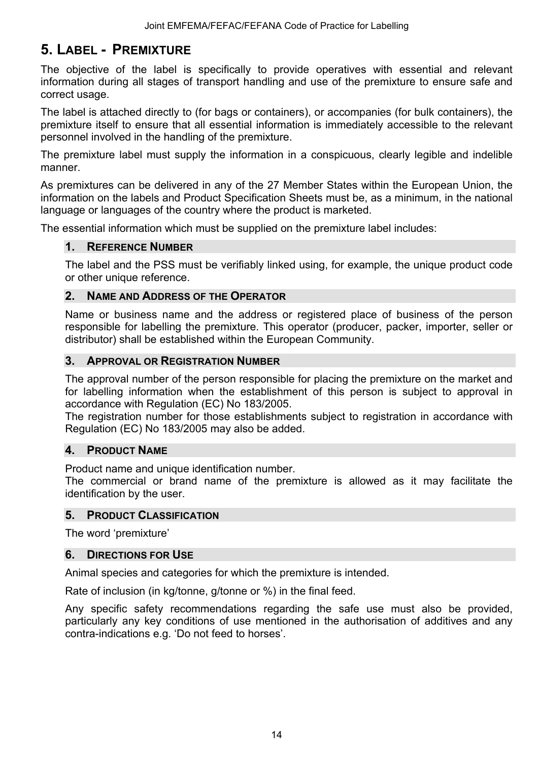## 5. Label - Premixture

The objective of the label is specifically to provide operatives with essential and relevant information during all stages of transport handling and use of the premixture to ensure safe and correct usage.

The label is attached directly to (for bags or containers), or accompanies (for bulk containers), the premixture itself to ensure that all essential information is immediately accessible to the relevant personnel involved in the handling of the premixture.

The premixture label must supply the information in a conspicuous, clearly legible and indelible manner.

As premixtures can be delivered in any of the 27 Member States within the European Union, the information on the labels and Product Specification Sheets must be, as a minimum, in the national language or languages of the country where the product is marketed.

The essential information which must be supplied on the premixture label includes:

### 1. Reference Number

The label and the PSS must be verifiably linked using, for example, the unique product code or other unique reference.

### 2. Name and Address of the Operator

Name or business name and the address or registered place of business of the person responsible for labelling the premixture. This operator (producer, packer, importer, seller or distributor) shall be established within the European Community.

### 3. Approval or Registration Number

The approval number of the person responsible for placing the premixture on the market and for labelling information when the establishment of this person is subject to approval in accordance with Regulation (EC) No 183/2005.
The registration number for those establishments subject to registration in accordance with Regulation (EC) No 183/2005 may also be added.

### 4. Product Name

Product name and unique identification number.
The commercial or brand name of the premixture is allowed as it may facilitate the identification by the user.

### 5. Product Classification

The word ‘premixture’

### 6. Directions for Use

Animal species and categories for which the premixture is intended.

Rate of inclusion (in kg/tonne, g/tonne or %) in the final feed.

Any specific safety recommendations regarding the safe use must also be provided, particularly any key conditions of use mentioned in the authorisation of additives and any contra-indications e.g. ‘Do not feed to horses’.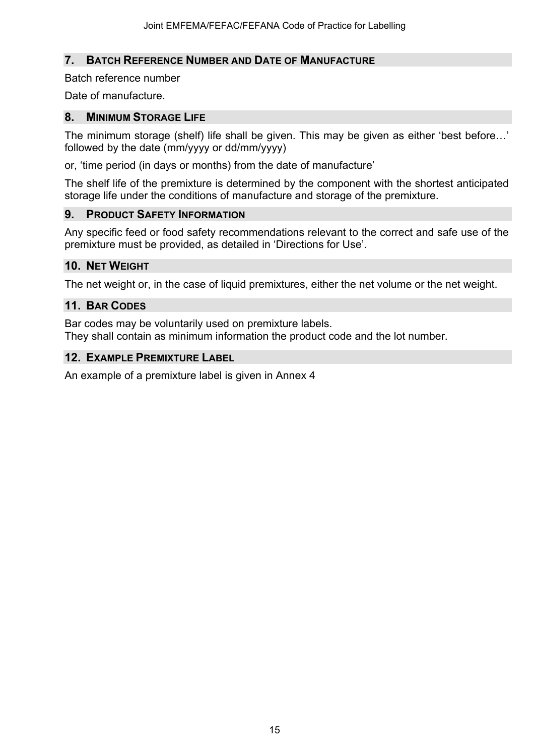## 7. Batch Reference Number and Date of Manufacture

Batch reference number

Date of manufacture.

## 8. Minimum Storage Life

The minimum storage (shelf) life shall be given. This may be given as either 'best before…' followed by the date (mm/yyyy or dd/mm/yyyy)

or, 'time period (in days or months) from the date of manufacture'

The shelf life of the premixture is determined by the component with the shortest anticipated storage life under the conditions of manufacture and storage of the premixture.

## 9. Product Safety Information

Any specific feed or food safety recommendations relevant to the correct and safe use of the premixture must be provided, as detailed in 'Directions for Use'.

## 10. Net Weight

The net weight or, in the case of liquid premixtures, either the net volume or the net weight.

## 11. Bar Codes

Bar codes may be voluntarily used on premixture labels.
They shall contain as minimum information the product code and the lot number.

## 12. Example Premixture Label

An example of a premixture label is given in Annex 4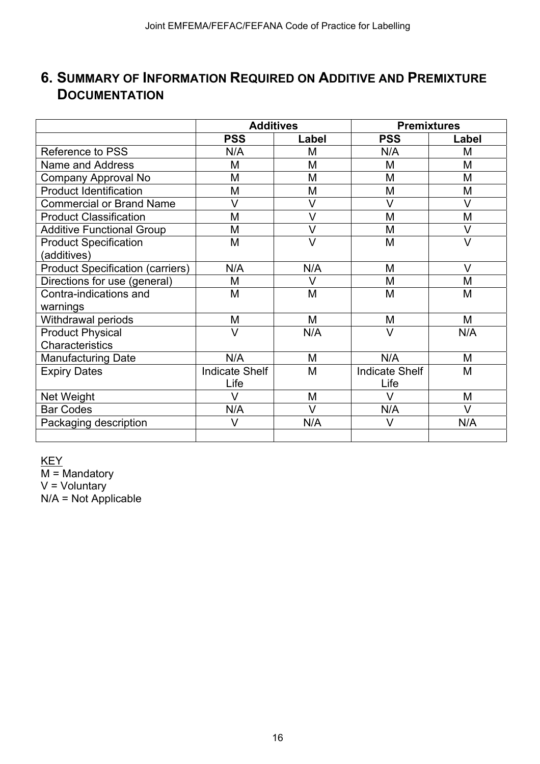## 6. Summary of Information Required on Additive and Premixture Documentation

| | Additives | | Premixtures | |
|---|---|---|---|---|
| | **PSS** | **Label** | **PSS** | **Label** |
| Reference to PSS | N/A | M | N/A | M |
| Name and Address | M | M | M | M |
| Company Approval No | M | M | M | M |
| Product Identification | M | M | M | M |
| Commercial or Brand Name | V | V | V | V |
| Product Classification | M | V | M | M |
| Additive Functional Group | M | V | M | V |
| Product Specification (additives) | M | V | M | V |
| Product Specification (carriers) | N/A | N/A | M | V |
| Directions for use (general) | M | V | M | M |
| Contra-indications and warnings | M | M | M | M |
| Withdrawal periods | M | M | M | M |
| Product Physical Characteristics | V | N/A | V | N/A |
| Manufacturing Date | N/A | M | N/A | M |
| Expiry Dates | Indicate Shelf Life | M | Indicate Shelf Life | M |
| Net Weight | V | M | V | M |
| Bar Codes | N/A | V | N/A | V |
| Packaging description | V | N/A | V | N/A |
| | | | | |

KEY

M = Mandatory

V = Voluntary

N/A = Not Applicable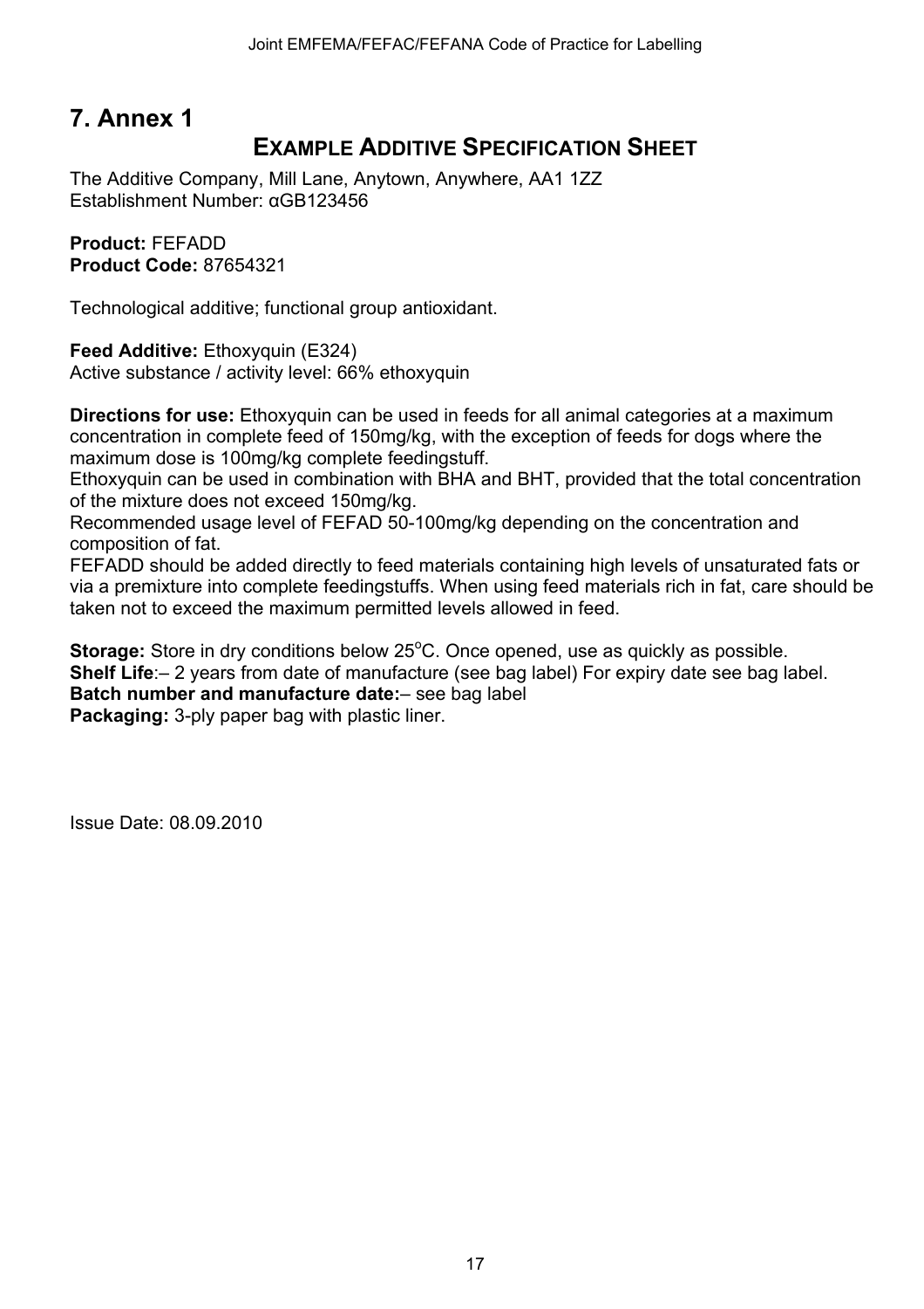# 7. Annex 1

## EXAMPLE ADDITIVE SPECIFICATION SHEET

The Additive Company, Mill Lane, Anytown, Anywhere, AA1 1ZZ
Establishment Number: αGB123456

**Product:** FEFADD
**Product Code:** 87654321

Technological additive; functional group antioxidant.

**Feed Additive:** Ethoxyquin (E324)
Active substance / activity level: 66% ethoxyquin

**Directions for use:** Ethoxyquin can be used in feeds for all animal categories at a maximum concentration in complete feed of 150mg/kg, with the exception of feeds for dogs where the maximum dose is 100mg/kg complete feedingstuff.
Ethoxyquin can be used in combination with BHA and BHT, provided that the total concentration of the mixture does not exceed 150mg/kg.
Recommended usage level of FEFAD 50-100mg/kg depending on the concentration and composition of fat.
FEFADD should be added directly to feed materials containing high levels of unsaturated fats or via a premixture into complete feedingstuffs. When using feed materials rich in fat, care should be taken not to exceed the maximum permitted levels allowed in feed.

**Storage:** Store in dry conditions below 25°C. Once opened, use as quickly as possible.
**Shelf Life**:– 2 years from date of manufacture (see bag label) For expiry date see bag label.
**Batch number and manufacture date:**– see bag label
**Packaging:** 3-ply paper bag with plastic liner.

Issue Date: 08.09.2010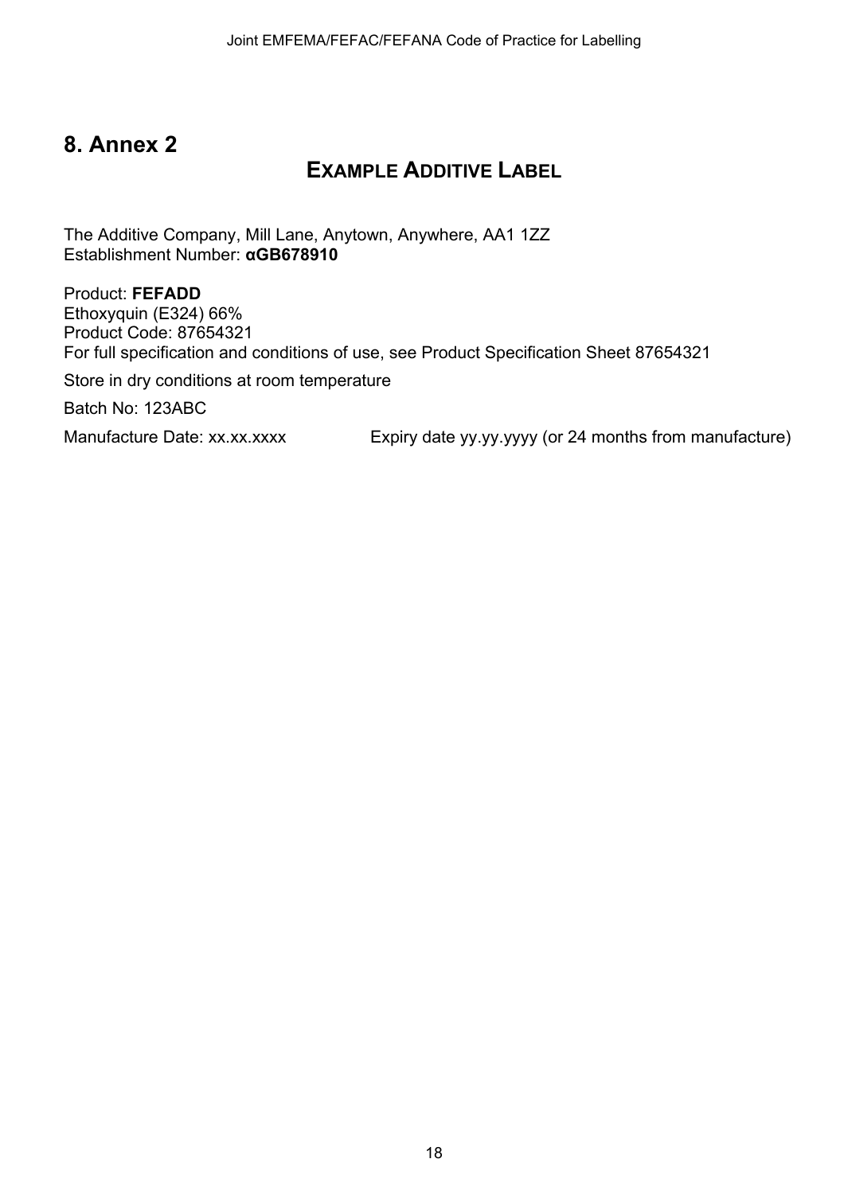# 8. Annex 2

## EXAMPLE ADDITIVE LABEL

The Additive Company, Mill Lane, Anytown, Anywhere, AA1 1ZZ
Establishment Number: **αGB678910**

Product: **FEFADD**
Ethoxyquin (E324) 66%
Product Code: 87654321
For full specification and conditions of use, see Product Specification Sheet 87654321

Store in dry conditions at room temperature

Batch No: 123ABC

Manufacture Date: xx.xx.xxxx Expiry date yy.yy.yyyy (or 24 months from manufacture)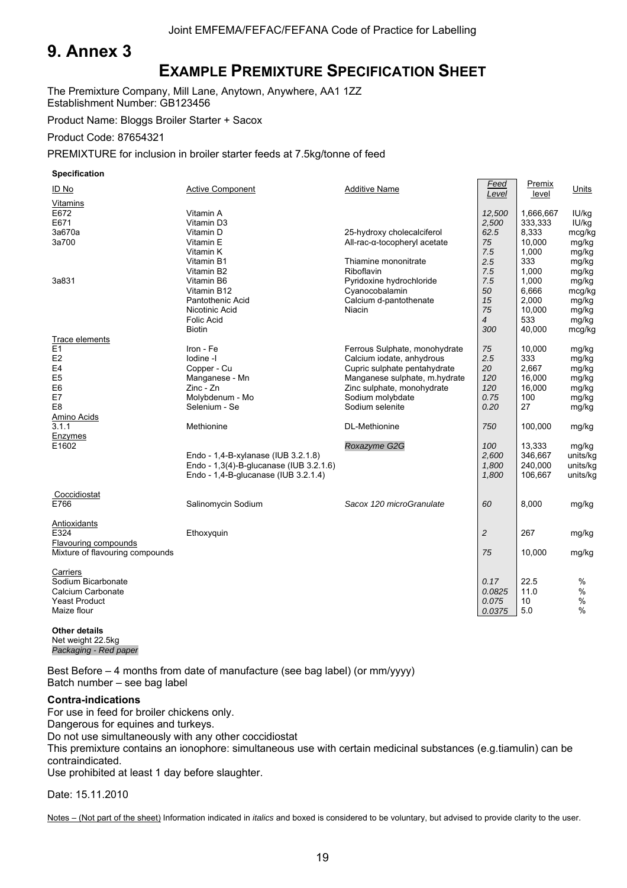# 9. Annex 3

## EXAMPLE PREMIXTURE SPECIFICATION SHEET

The Premixture Company, Mill Lane, Anytown, Anywhere, AA1 1ZZ
Establishment Number: GB123456

Product Name: Bloggs Broiler Starter + Sacox

Product Code: 87654321

PREMIXTURE for inclusion in broiler starter feeds at 7.5kg/tonne of feed

**Specification**

| ID No | Active Component | Additive Name | *Feed Level* | Premix level | Units |
|---|---|---|---|---|---|
| Vitamins | | | | | |
| E672 | Vitamin A | | *12,500* | 1,666,667 | IU/kg |
| E671 | Vitamin D3 | | *2,500* | 333,333 | IU/kg |
| 3a670a | Vitamin D | 25-hydroxy cholecalciferol | *62.5* | 8,333 | mcg/kg |
| 3a700 | Vitamin E | All-rac-α-tocopheryl acetate | *75* | 10,000 | mg/kg |
| | Vitamin K | | *7.5* | 1,000 | mg/kg |
| | Vitamin B1 | Thiamine mononitrate | *2.5* | 333 | mg/kg |
| | Vitamin B2 | Riboflavin | *7.5* | 1,000 | mg/kg |
| 3a831 | Vitamin B6 | Pyridoxine hydrochloride | *7.5* | 1,000 | mg/kg |
| | Vitamin B12 | Cyanocobalamin | *50* | 6,666 | mcg/kg |
| | Pantothenic Acid | Calcium d-pantothenate | *15* | 2,000 | mg/kg |
| | Nicotinic Acid | Niacin | *75* | 10,000 | mg/kg |
| | Folic Acid | | *4* | 533 | mg/kg |
| | Biotin | | *300* | 40,000 | mcg/kg |
| Trace elements | | | | | |
| E1 | Iron - Fe | Ferrous Sulphate, monohydrate | *75* | 10,000 | mg/kg |
| E2 | Iodine -I | Calcium iodate, anhydrous | *2.5* | 333 | mg/kg |
| E4 | Copper - Cu | Cupric sulphate pentahydrate | *20* | 2,667 | mg/kg |
| E5 | Manganese - Mn | Manganese sulphate, m.hydrate | *120* | 16,000 | mg/kg |
| E6 | Zinc - Zn | Zinc sulphate, monohydrate | *120* | 16,000 | mg/kg |
| E7 | Molybdenum - Mo | Sodium molybdate | *0.75* | 100 | mg/kg |
| E8 | Selenium - Se | Sodium selenite | *0.20* | 27 | mg/kg |
| Amino Acids | | | | | |
| 3.1.1 | Methionine | DL-Methionine | *750* | 100,000 | mg/kg |
| Enzymes | | | | | |
| E1602 | | *Roxazyme G2G* | *100* | 13,333 | mg/kg |
| | Endo - 1,4-B-xylanase (IUB 3.2.1.8) | | *2,600* | 346,667 | units/kg |
| | Endo - 1,3(4)-B-glucanase (IUB 3.2.1.6) | | *1,800* | 240,000 | units/kg |
| | Endo - 1,4-B-glucanase (IUB 3.2.1.4) | | *1,800* | 106,667 | units/kg |
| Coccidiostat | | | | | |
| E766 | Salinomycin Sodium | *Sacox 120 microGranulate* | *60* | 8,000 | mg/kg |
| Antioxidants | | | | | |
| E324 | Ethoxyquin | | *2* | 267 | mg/kg |
| Flavouring compounds | | | | | |
| Mixture of flavouring compounds | | | *75* | 10,000 | mg/kg |
| Carriers | | | | | |
| Sodium Bicarbonate | | | *0.17* | 22.5 | % |
| Calcium Carbonate | | | *0.0825* | 11.0 | % |
| Yeast Product | | | *0.075* | 10 | % |
| Maize flour | | | *0.0375* | 5.0 | % |

**Other details**
Net weight 22.5kg
*Packaging - Red paper*

Best Before – 4 months from date of manufacture (see bag label) (or mm/yyyy)
Batch number – see bag label

**Contra-indications**

For use in feed for broiler chickens only.
Dangerous for equines and turkeys.
Do not use simultaneously with any other coccidiostat
This premixture contains an ionophore: simultaneous use with certain medicinal substances (e.g.tiamulin) can be contraindicated.
Use prohibited at least 1 day before slaughter.

Date: 15.11.2010

Notes – (Not part of the sheet) Information indicated in *italics* and boxed is considered to be voluntary, but advised to provide clarity to the user.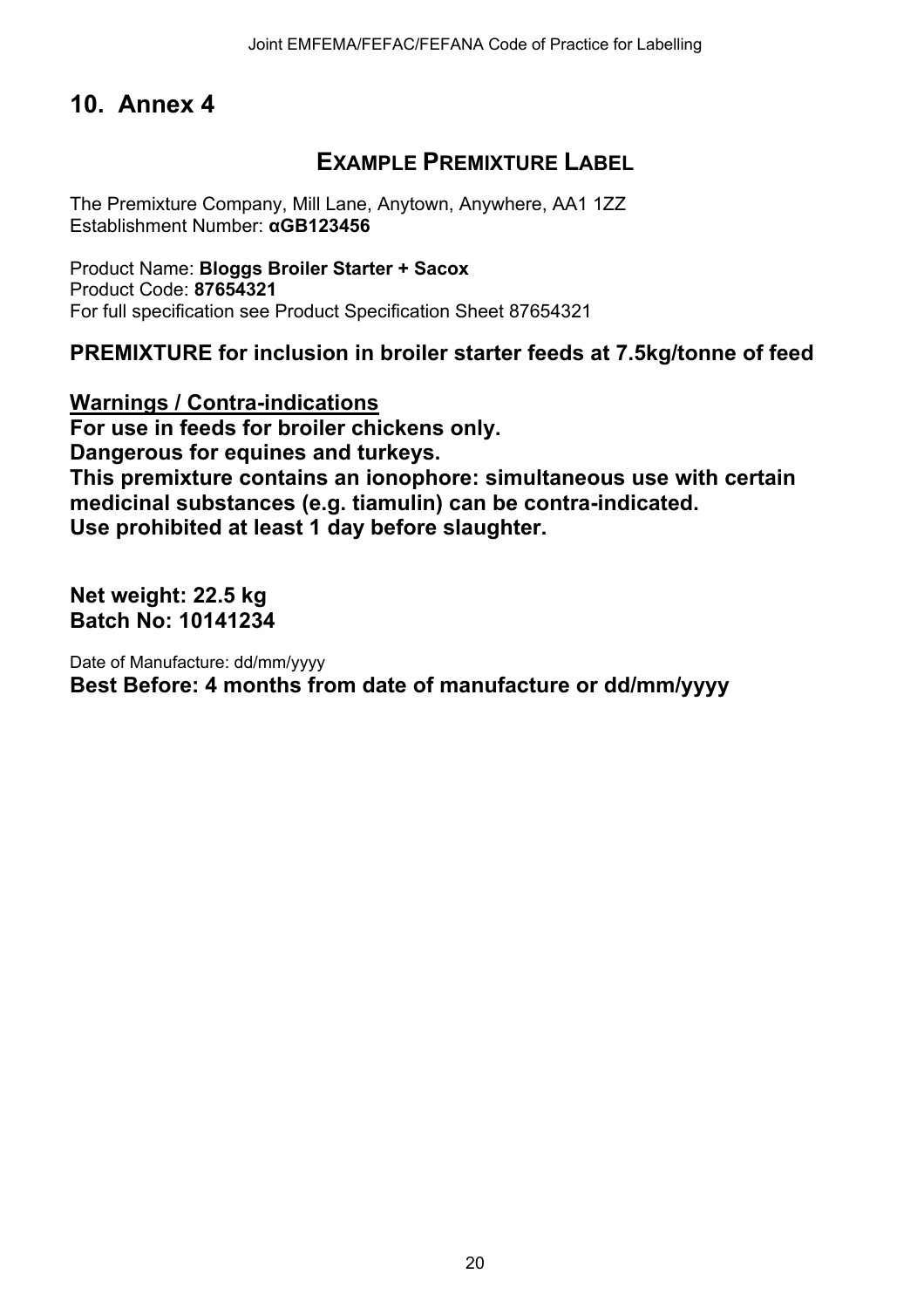# 10. Annex 4

## EXAMPLE PREMIXTURE LABEL

The Premixture Company, Mill Lane, Anytown, Anywhere, AA1 1ZZ
Establishment Number: **αGB123456**

Product Name: **Bloggs Broiler Starter + Sacox**
Product Code: **87654321**
For full specification see Product Specification Sheet 87654321

**PREMIXTURE for inclusion in broiler starter feeds at 7.5kg/tonne of feed**

**Warnings / Contra-indications**
**For use in feeds for broiler chickens only.**
**Dangerous for equines and turkeys.**
**This premixture contains an ionophore: simultaneous use with certain medicinal substances (e.g. tiamulin) can be contra-indicated.**
**Use prohibited at least 1 day before slaughter.**

**Net weight: 22.5 kg**
**Batch No: 10141234**

Date of Manufacture: dd/mm/yyyy
**Best Before: 4 months from date of manufacture or dd/mm/yyyy**